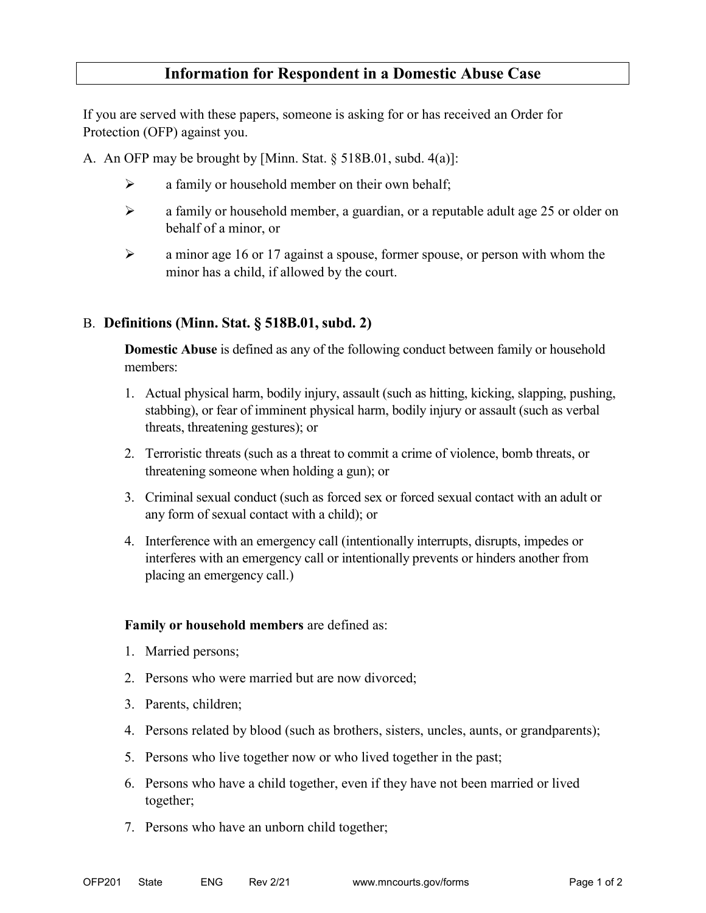# Information for Respondent in a Domestic Abuse Case

If you are served with these papers, someone is asking for or has received an Order for Protection (OFP) against you.

A. An OFP may be brought by [Minn. Stat. § 518B.01, subd. 4(a)]:

- a family or household member on their own behalf;
- a family or household member, a guardian, or a reputable adult age 25 or older on behalf of a minor, or
- a minor age 16 or 17 against a spouse, former spouse, or person with whom the minor has a child, if allowed by the court.

B. **Definitions (Minn. Stat. § 518B.01, subd. 2)**

**Domestic Abuse** is defined as any of the following conduct between family or household members:

1. Actual physical harm, bodily injury, assault (such as hitting, kicking, slapping, pushing, stabbing), or fear of imminent physical harm, bodily injury or assault (such as verbal threats, threatening gestures); or
2. Terroristic threats (such as a threat to commit a crime of violence, bomb threats, or threatening someone when holding a gun); or
3. Criminal sexual conduct (such as forced sex or forced sexual contact with an adult or any form of sexual contact with a child); or
4. Interference with an emergency call (intentionally interrupts, disrupts, impedes or interferes with an emergency call or intentionally prevents or hinders another from placing an emergency call.)

**Family or household members** are defined as:

1. Married persons;
2. Persons who were married but are now divorced;
3. Parents, children;
4. Persons related by blood (such as brothers, sisters, uncles, aunts, or grandparents);
5. Persons who live together now or who lived together in the past;
6. Persons who have a child together, even if they have not been married or lived together;
7. Persons who have an unborn child together;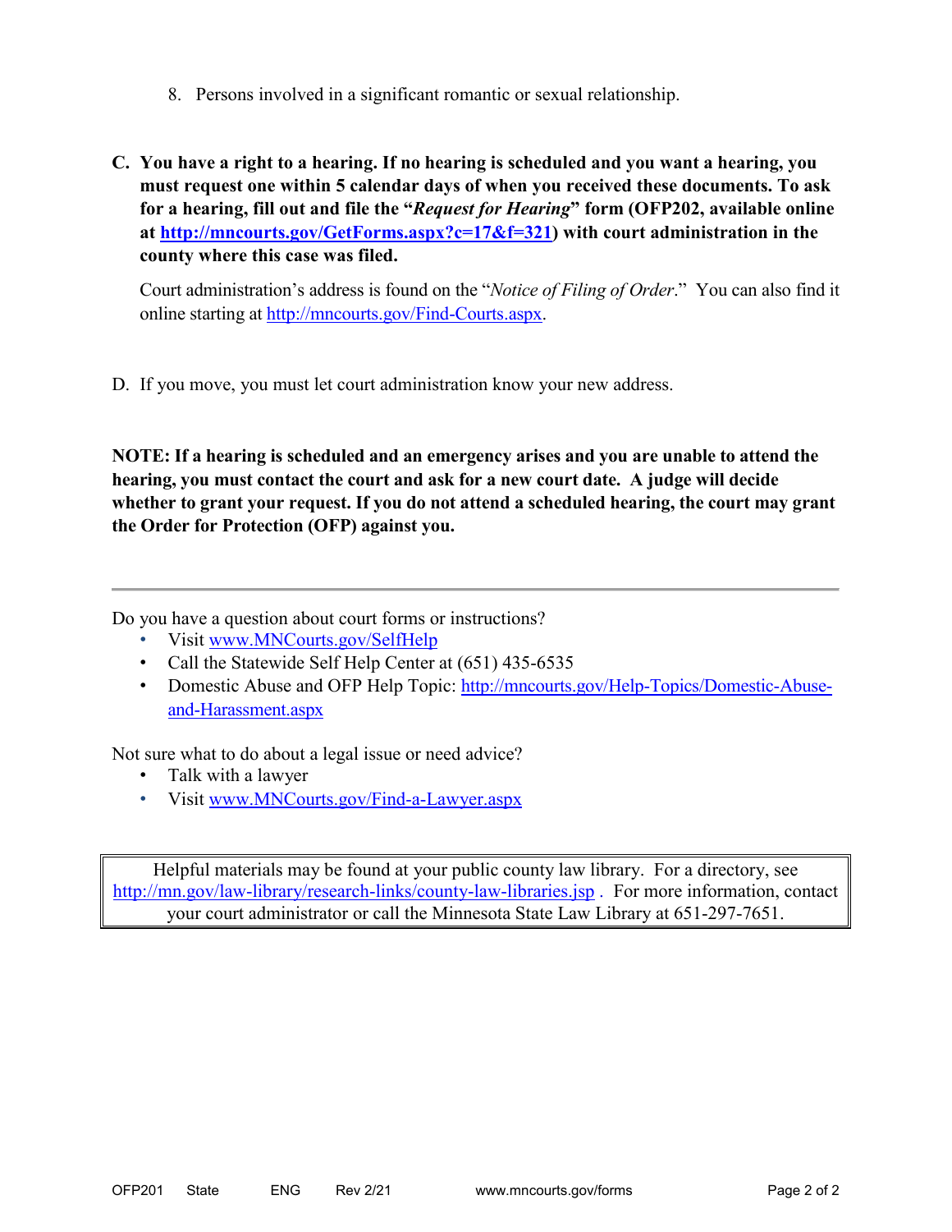8. Persons involved in a significant romantic or sexual relationship.

**C. You have a right to a hearing. If no hearing is scheduled and you want a hearing, you must request one within 5 calendar days of when you received these documents. To ask for a hearing, fill out and file the "*Request for Hearing*" form (OFP202, available online at [http://mncourts.gov/GetForms.aspx?c=17&f=321](http://mncourts.gov/GetForms.aspx?c=17&f=321)) with court administration in the county where this case was filed.**

Court administration's address is found on the "*Notice of Filing of Order*." You can also find it online starting at [http://mncourts.gov/Find-Courts.aspx](http://mncourts.gov/Find-Courts.aspx).

D. If you move, you must let court administration know your new address.

**NOTE: If a hearing is scheduled and an emergency arises and you are unable to attend the hearing, you must contact the court and ask for a new court date. A judge will decide whether to grant your request. If you do not attend a scheduled hearing, the court may grant the Order for Protection (OFP) against you.**

---

Do you have a question about court forms or instructions?

- Visit [www.MNCourts.gov/SelfHelp](http://www.MNCourts.gov/SelfHelp)
- Call the Statewide Self Help Center at (651) 435-6535
- Domestic Abuse and OFP Help Topic: [http://mncourts.gov/Help-Topics/Domestic-Abuse-and-Harassment.aspx](http://mncourts.gov/Help-Topics/Domestic-Abuse-and-Harassment.aspx)

Not sure what to do about a legal issue or need advice?

- Talk with a lawyer
- Visit [www.MNCourts.gov/Find-a-Lawyer.aspx](http://www.MNCourts.gov/Find-a-Lawyer.aspx)

Helpful materials may be found at your public county law library. For a directory, see [http://mn.gov/law-library/research-links/county-law-libraries.jsp](http://mn.gov/law-library/research-links/county-law-libraries.jsp) . For more information, contact your court administrator or call the Minnesota State Law Library at 651-297-7651.